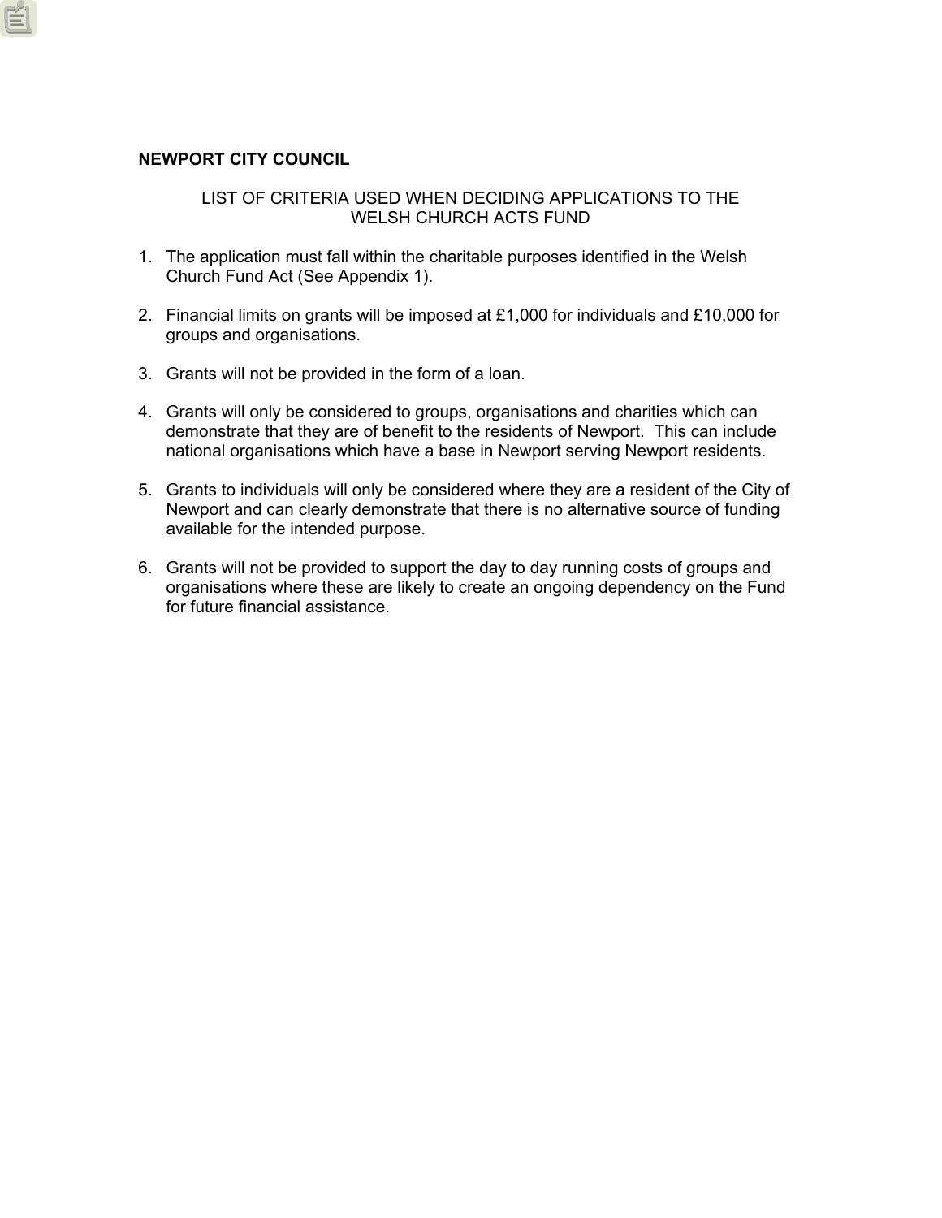**NEWPORT CITY COUNCIL**

LIST OF CRITERIA USED WHEN DECIDING APPLICATIONS TO THE WELSH CHURCH ACTS FUND

1. The application must fall within the charitable purposes identified in the Welsh Church Fund Act (See Appendix 1).

2. Financial limits on grants will be imposed at £1,000 for individuals and £10,000 for groups and organisations.

3. Grants will not be provided in the form of a loan.

4. Grants will only be considered to groups, organisations and charities which can demonstrate that they are of benefit to the residents of Newport. This can include national organisations which have a base in Newport serving Newport residents.

5. Grants to individuals will only be considered where they are a resident of the City of Newport and can clearly demonstrate that there is no alternative source of funding available for the intended purpose.

6. Grants will not be provided to support the day to day running costs of groups and organisations where these are likely to create an ongoing dependency on the Fund for future financial assistance.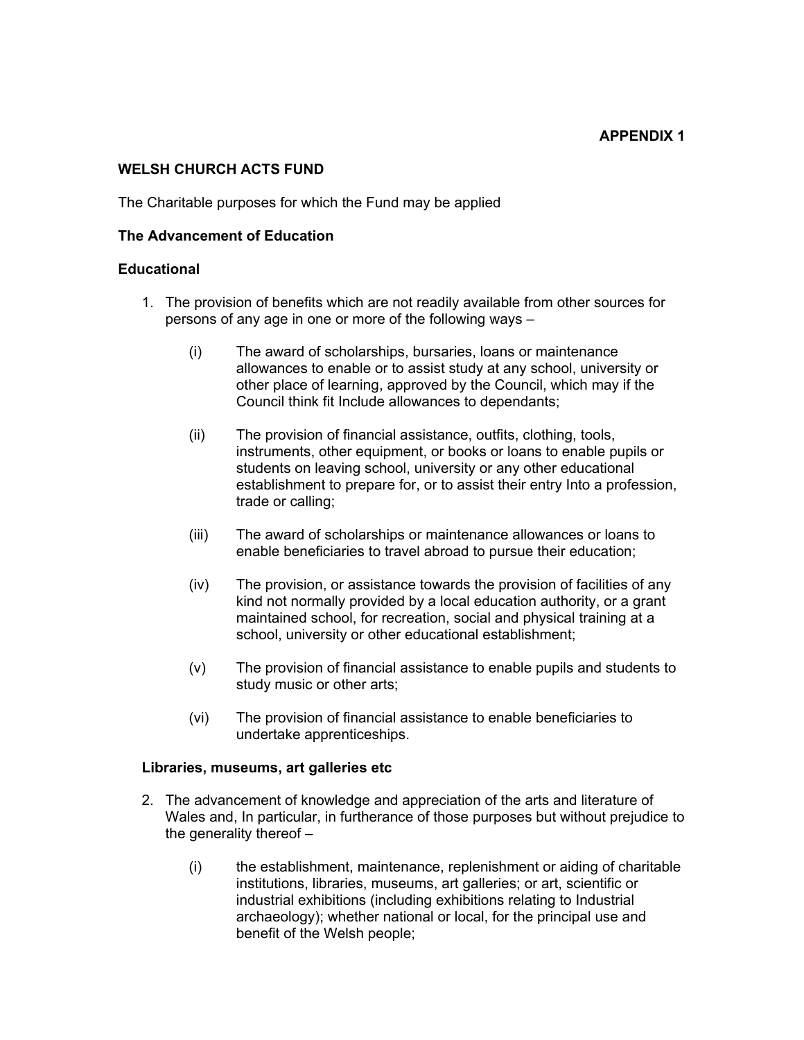**APPENDIX 1**

## WELSH CHURCH ACTS FUND

The Charitable purposes for which the Fund may be applied

### The Advancement of Education

### Educational

1. The provision of benefits which are not readily available from other sources for persons of any age in one or more of the following ways –

   (i) The award of scholarships, bursaries, loans or maintenance allowances to enable or to assist study at any school, university or other place of learning, approved by the Council, which may if the Council think fit Include allowances to dependants;

   (ii) The provision of financial assistance, outfits, clothing, tools, instruments, other equipment, or books or loans to enable pupils or students on leaving school, university or any other educational establishment to prepare for, or to assist their entry Into a profession, trade or calling;

   (iii) The award of scholarships or maintenance allowances or loans to enable beneficiaries to travel abroad to pursue their education;

   (iv) The provision, or assistance towards the provision of facilities of any kind not normally provided by a local education authority, or a grant maintained school, for recreation, social and physical training at a school, university or other educational establishment;

   (v) The provision of financial assistance to enable pupils and students to study music or other arts;

   (vi) The provision of financial assistance to enable beneficiaries to undertake apprenticeships.

**Libraries, museums, art galleries etc**

2. The advancement of knowledge and appreciation of the arts and literature of Wales and, In particular, in furtherance of those purposes but without prejudice to the generality thereof –

   (i) the establishment, maintenance, replenishment or aiding of charitable institutions, libraries, museums, art galleries; or art, scientific or industrial exhibitions (including exhibitions relating to Industrial archaeology); whether national or local, for the principal use and benefit of the Welsh people;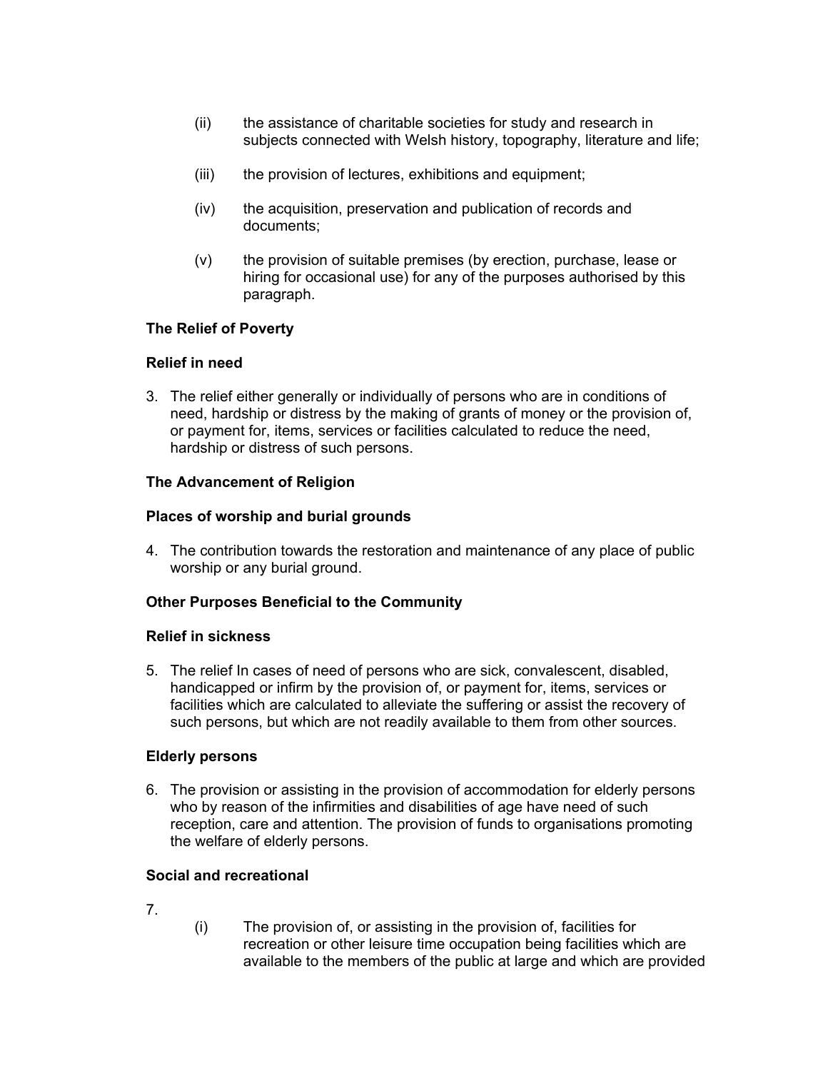(ii) the assistance of charitable societies for study and research in subjects connected with Welsh history, topography, literature and life;

(iii) the provision of lectures, exhibitions and equipment;

(iv) the acquisition, preservation and publication of records and documents;

(v) the provision of suitable premises (by erection, purchase, lease or hiring for occasional use) for any of the purposes authorised by this paragraph.

**The Relief of Poverty**

**Relief in need**

3. The relief either generally or individually of persons who are in conditions of need, hardship or distress by the making of grants of money or the provision of, or payment for, items, services or facilities calculated to reduce the need, hardship or distress of such persons.

**The Advancement of Religion**

**Places of worship and burial grounds**

4. The contribution towards the restoration and maintenance of any place of public worship or any burial ground.

**Other Purposes Beneficial to the Community**

**Relief in sickness**

5. The relief In cases of need of persons who are sick, convalescent, disabled, handicapped or infirm by the provision of, or payment for, items, services or facilities which are calculated to alleviate the suffering or assist the recovery of such persons, but which are not readily available to them from other sources.

**Elderly persons**

6. The provision or assisting in the provision of accommodation for elderly persons who by reason of the infirmities and disabilities of age have need of such reception, care and attention. The provision of funds to organisations promoting the welfare of elderly persons.

**Social and recreational**

7.

(i) The provision of, or assisting in the provision of, facilities for recreation or other leisure time occupation being facilities which are available to the members of the public at large and which are provided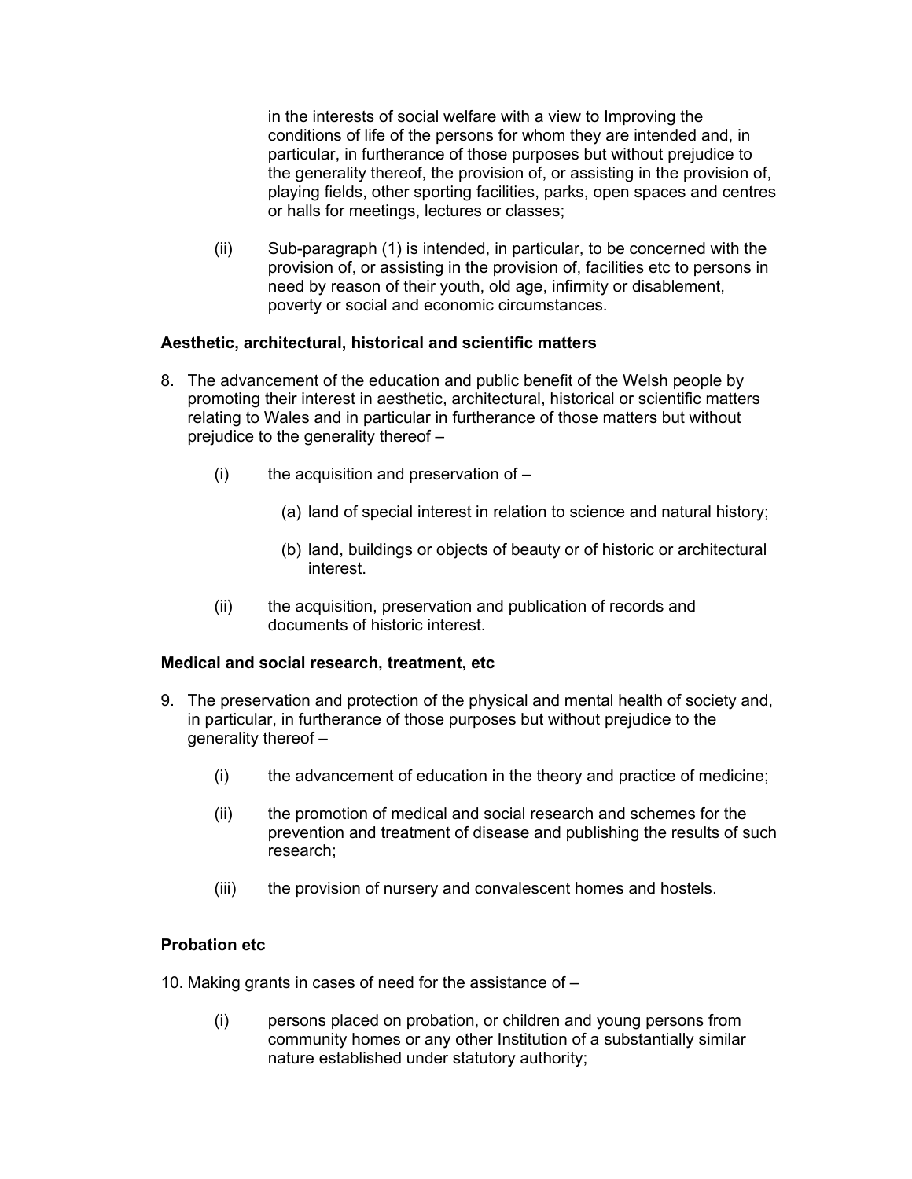in the interests of social welfare with a view to Improving the conditions of life of the persons for whom they are intended and, in particular, in furtherance of those purposes but without prejudice to the generality thereof, the provision of, or assisting in the provision of, playing fields, other sporting facilities, parks, open spaces and centres or halls for meetings, lectures or classes;

(ii) Sub-paragraph (1) is intended, in particular, to be concerned with the provision of, or assisting in the provision of, facilities etc to persons in need by reason of their youth, old age, infirmity or disablement, poverty or social and economic circumstances.

**Aesthetic, architectural, historical and scientific matters**

8. The advancement of the education and public benefit of the Welsh people by promoting their interest in aesthetic, architectural, historical or scientific matters relating to Wales and in particular in furtherance of those matters but without prejudice to the generality thereof –

   (i) the acquisition and preservation of –

      (a) land of special interest in relation to science and natural history;

      (b) land, buildings or objects of beauty or of historic or architectural interest.

   (ii) the acquisition, preservation and publication of records and documents of historic interest.

**Medical and social research, treatment, etc**

9. The preservation and protection of the physical and mental health of society and, in particular, in furtherance of those purposes but without prejudice to the generality thereof –

   (i) the advancement of education in the theory and practice of medicine;

   (ii) the promotion of medical and social research and schemes for the prevention and treatment of disease and publishing the results of such research;

   (iii) the provision of nursery and convalescent homes and hostels.

**Probation etc**

10. Making grants in cases of need for the assistance of –

   (i) persons placed on probation, or children and young persons from community homes or any other Institution of a substantially similar nature established under statutory authority;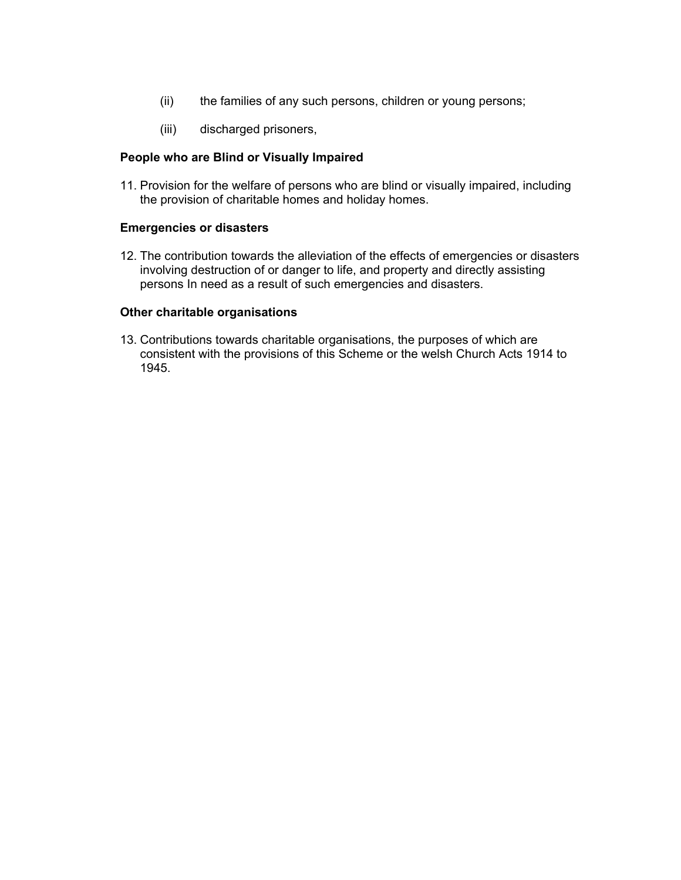(ii) the families of any such persons, children or young persons;

(iii) discharged prisoners,

**People who are Blind or Visually Impaired**

11. Provision for the welfare of persons who are blind or visually impaired, including the provision of charitable homes and holiday homes.

**Emergencies or disasters**

12. The contribution towards the alleviation of the effects of emergencies or disasters involving destruction of or danger to life, and property and directly assisting persons In need as a result of such emergencies and disasters.

**Other charitable organisations**

13. Contributions towards charitable organisations, the purposes of which are consistent with the provisions of this Scheme or the welsh Church Acts 1914 to 1945.